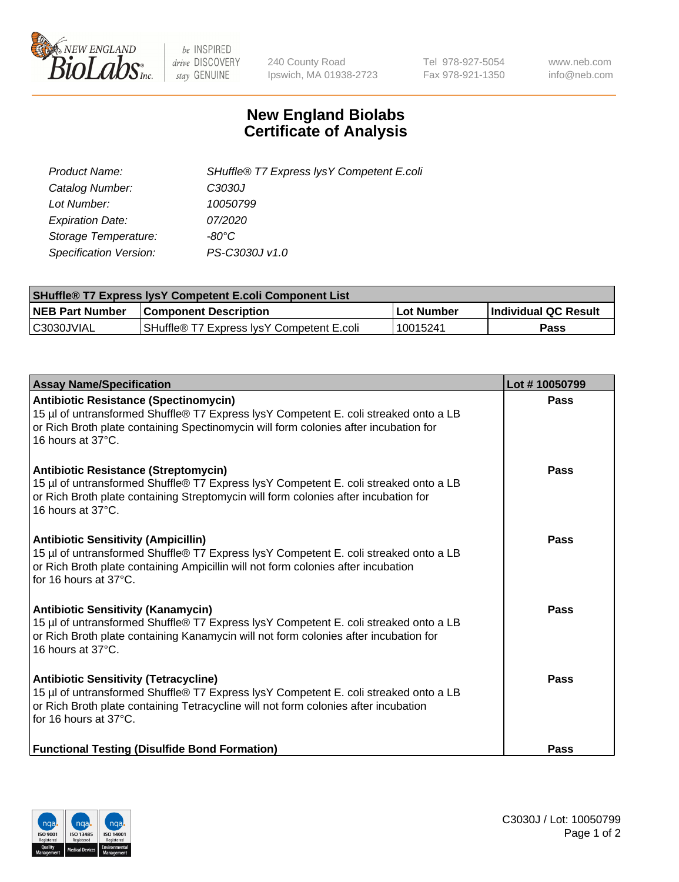240 County Road
Ipswich, MA 01938-2723

Tel 978-927-5054
Fax 978-921-1350

www.neb.com
info@neb.com

# New England Biolabs
# Certificate of Analysis

| | |
|---|---|
| *Product Name:* | *SHuffle® T7 Express lysY Competent E.coli* |
| *Catalog Number:* | *C3030J* |
| *Lot Number:* | *10050799* |
| *Expiration Date:* | *07/2020* |
| *Storage Temperature:* | *-80°C* |
| *Specification Version:* | *PS-C3030J v1.0* |

| **SHuffle® T7 Express lysY Competent E.coli Component List** | | | |
|---|---|---|---|
| **NEB Part Number** | **Component Description** | **Lot Number** | **Individual QC Result** |
| C3030JVIAL | SHuffle® T7 Express lysY Competent E.coli | 10015241 | **Pass** |

| **Assay Name/Specification** | **Lot # 10050799** |
|---|---|
| **Antibiotic Resistance (Spectinomycin)** 15 µl of untransformed Shuffle® T7 Express lysY Competent E. coli streaked onto a LB or Rich Broth plate containing Spectinomycin will form colonies after incubation for 16 hours at 37°C. | **Pass** |
| **Antibiotic Resistance (Streptomycin)** 15 µl of untransformed Shuffle® T7 Express lysY Competent E. coli streaked onto a LB or Rich Broth plate containing Streptomycin will form colonies after incubation for 16 hours at 37°C. | **Pass** |
| **Antibiotic Sensitivity (Ampicillin)** 15 µl of untransformed Shuffle® T7 Express lysY Competent E. coli streaked onto a LB or Rich Broth plate containing Ampicillin will not form colonies after incubation for 16 hours at 37°C. | **Pass** |
| **Antibiotic Sensitivity (Kanamycin)** 15 µl of untransformed Shuffle® T7 Express lysY Competent E. coli streaked onto a LB or Rich Broth plate containing Kanamycin will not form colonies after incubation for 16 hours at 37°C. | **Pass** |
| **Antibiotic Sensitivity (Tetracycline)** 15 µl of untransformed Shuffle® T7 Express lysY Competent E. coli streaked onto a LB or Rich Broth plate containing Tetracycline will not form colonies after incubation for 16 hours at 37°C. | **Pass** |
| **Functional Testing (Disulfide Bond Formation)** | **Pass** |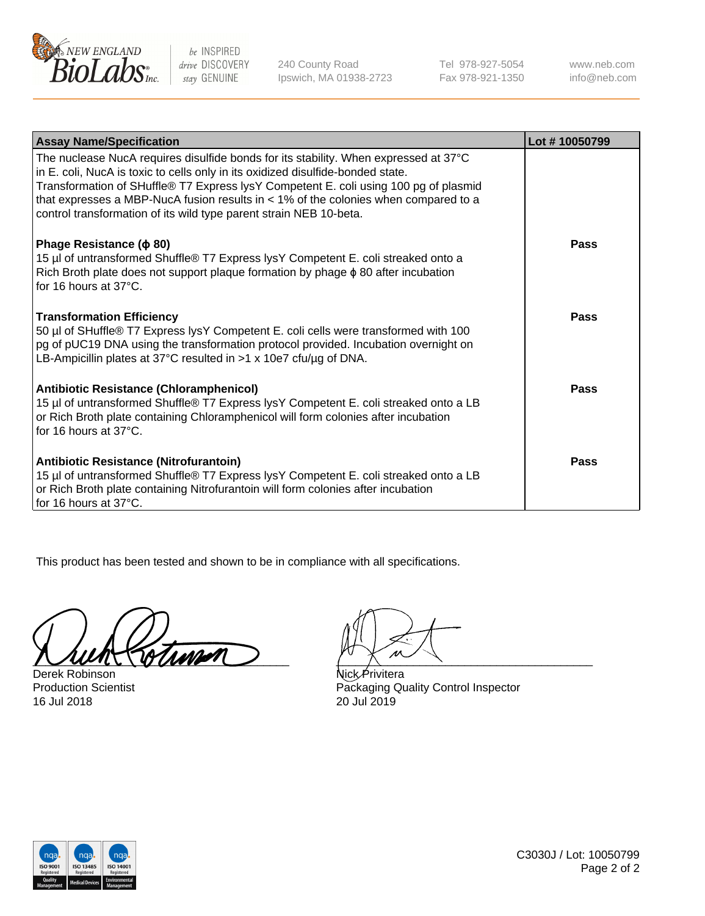NEW ENGLAND BioLabs Inc. | be INSPIRED drive DISCOVERY stay GENUINE | 240 County Road Ipswich, MA 01938-2723 | Tel 978-927-5054 Fax 978-921-1350 | www.neb.com info@neb.com

| Assay Name/Specification | Lot # 10050799 |
| --- | --- |
| The nuclease NucA requires disulfide bonds for its stability. When expressed at 37°C in E. coli, NucA is toxic to cells only in its oxidized disulfide-bonded state. Transformation of SHuffle® T7 Express lysY Competent E. coli using 100 pg of plasmid that expresses a MBP-NucA fusion results in < 1% of the colonies when compared to a control transformation of its wild type parent strain NEB 10-beta. | |
| **Phage Resistance (ϕ 80)**<br>15 µl of untransformed Shuffle® T7 Express lysY Competent E. coli streaked onto a Rich Broth plate does not support plaque formation by phage ϕ 80 after incubation for 16 hours at 37°C. | **Pass** |
| **Transformation Efficiency**<br>50 µl of SHuffle® T7 Express lysY Competent E. coli cells were transformed with 100 pg of pUC19 DNA using the transformation protocol provided. Incubation overnight on LB-Ampicillin plates at 37°C resulted in >1 x 10e7 cfu/µg of DNA. | **Pass** |
| **Antibiotic Resistance (Chloramphenicol)**<br>15 µl of untransformed Shuffle® T7 Express lysY Competent E. coli streaked onto a LB or Rich Broth plate containing Chloramphenicol will form colonies after incubation for 16 hours at 37°C. | **Pass** |
| **Antibiotic Resistance (Nitrofurantoin)**<br>15 µl of untransformed Shuffle® T7 Express lysY Competent E. coli streaked onto a LB or Rich Broth plate containing Nitrofurantoin will form colonies after incubation for 16 hours at 37°C. | **Pass** |

This product has been tested and shown to be in compliance with all specifications.

Derek Robinson
Production Scientist
16 Jul 2018

Nick Privitera
Packaging Quality Control Inspector
20 Jul 2019

C3030J / Lot: 10050799